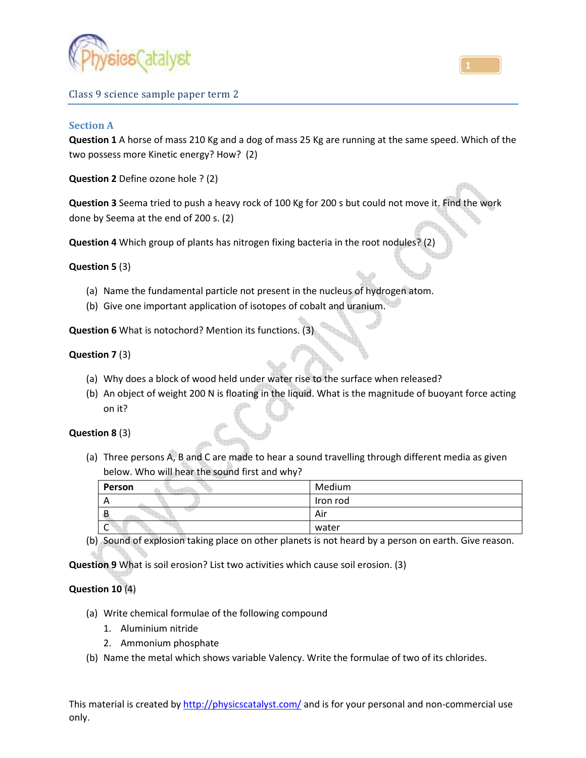# Class 9 science sample paper term 2

## Section A

**Question 1** A horse of mass 210 Kg and a dog of mass 25 Kg are running at the same speed. Which of the two possess more Kinetic energy? How? (2)

**Question 2** Define ozone hole ? (2)

**Question 3** Seema tried to push a heavy rock of 100 Kg for 200 s but could not move it. Find the work done by Seema at the end of 200 s. (2)

**Question 4** Which group of plants has nitrogen fixing bacteria in the root nodules? (2)

**Question 5** (3)

(a) Name the fundamental particle not present in the nucleus of hydrogen atom.
(b) Give one important application of isotopes of cobalt and uranium.

**Question 6** What is notochord? Mention its functions. (3)

**Question 7** (3)

(a) Why does a block of wood held under water rise to the surface when released?
(b) An object of weight 200 N is floating in the liquid. What is the magnitude of buoyant force acting on it?

**Question 8** (3)

(a) Three persons A, B and C are made to hear a sound travelling through different media as given below. Who will hear the sound first and why?

| Person | Medium |
|---|---|
| A | Iron rod |
| B | Air |
| C | water |

(b) Sound of explosion taking place on other planets is not heard by a person on earth. Give reason.

**Question 9** What is soil erosion? List two activities which cause soil erosion. (3)

**Question 10** (4)

(a) Write chemical formulae of the following compound
  1. Aluminium nitride
  2. Ammonium phosphate

(b) Name the metal which shows variable Valency. Write the formulae of two of its chlorides.

This material is created by http://physicscatalyst.com/ and is for your personal and non-commercial use only.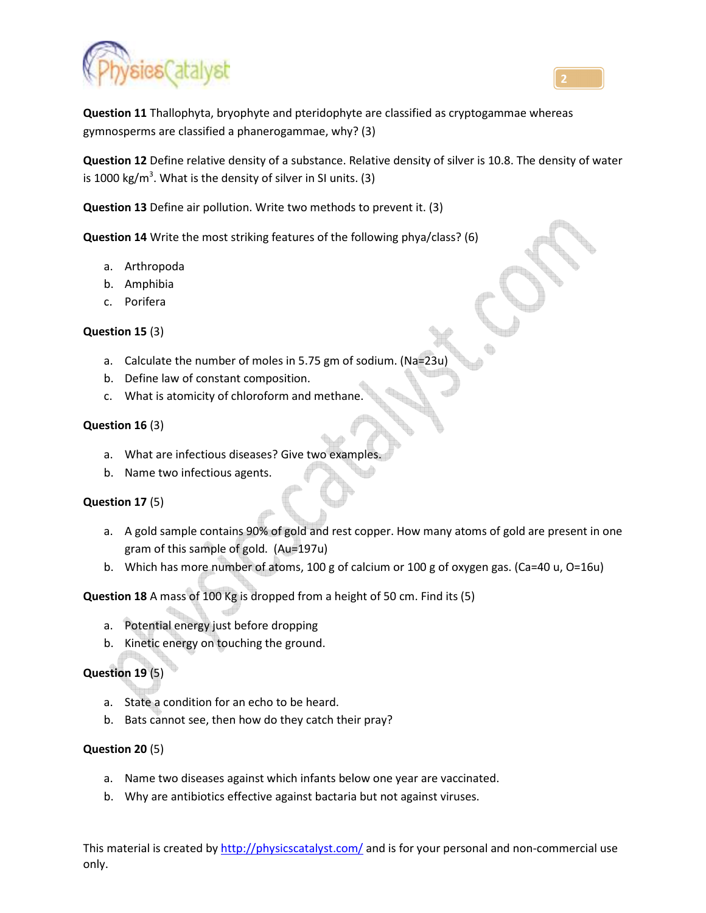**Question 11** Thallophyta, bryophyte and pteridophyte are classified as cryptogammae whereas gymnosperms are classified a phanerogammae, why? (3)

**Question 12** Define relative density of a substance. Relative density of silver is 10.8. The density of water is 1000 $kg/m^3$. What is the density of silver in SI units. (3)

**Question 13** Define air pollution. Write two methods to prevent it. (3)

**Question 14** Write the most striking features of the following phya/class? (6)

a. Arthropoda
b. Amphibia
c. Porifera

**Question 15** (3)

a. Calculate the number of moles in 5.75 gm of sodium. (Na=23u)
b. Define law of constant composition.
c. What is atomicity of chloroform and methane.

**Question 16** (3)

a. What are infectious diseases? Give two examples.
b. Name two infectious agents.

**Question 17** (5)

a. A gold sample contains 90% of gold and rest copper. How many atoms of gold are present in one gram of this sample of gold. (Au=197u)
b. Which has more number of atoms, 100 g of calcium or 100 g of oxygen gas. (Ca=40 u, O=16u)

**Question 18** A mass of 100 Kg is dropped from a height of 50 cm. Find its (5)

a. Potential energy just before dropping
b. Kinetic energy on touching the ground.

**Question 19** (5)

a. State a condition for an echo to be heard.
b. Bats cannot see, then how do they catch their pray?

**Question 20** (5)

a. Name two diseases against which infants below one year are vaccinated.
b. Why are antibiotics effective against bactaria but not against viruses.

This material is created by http://physicscatalyst.com/ and is for your personal and non-commercial use only.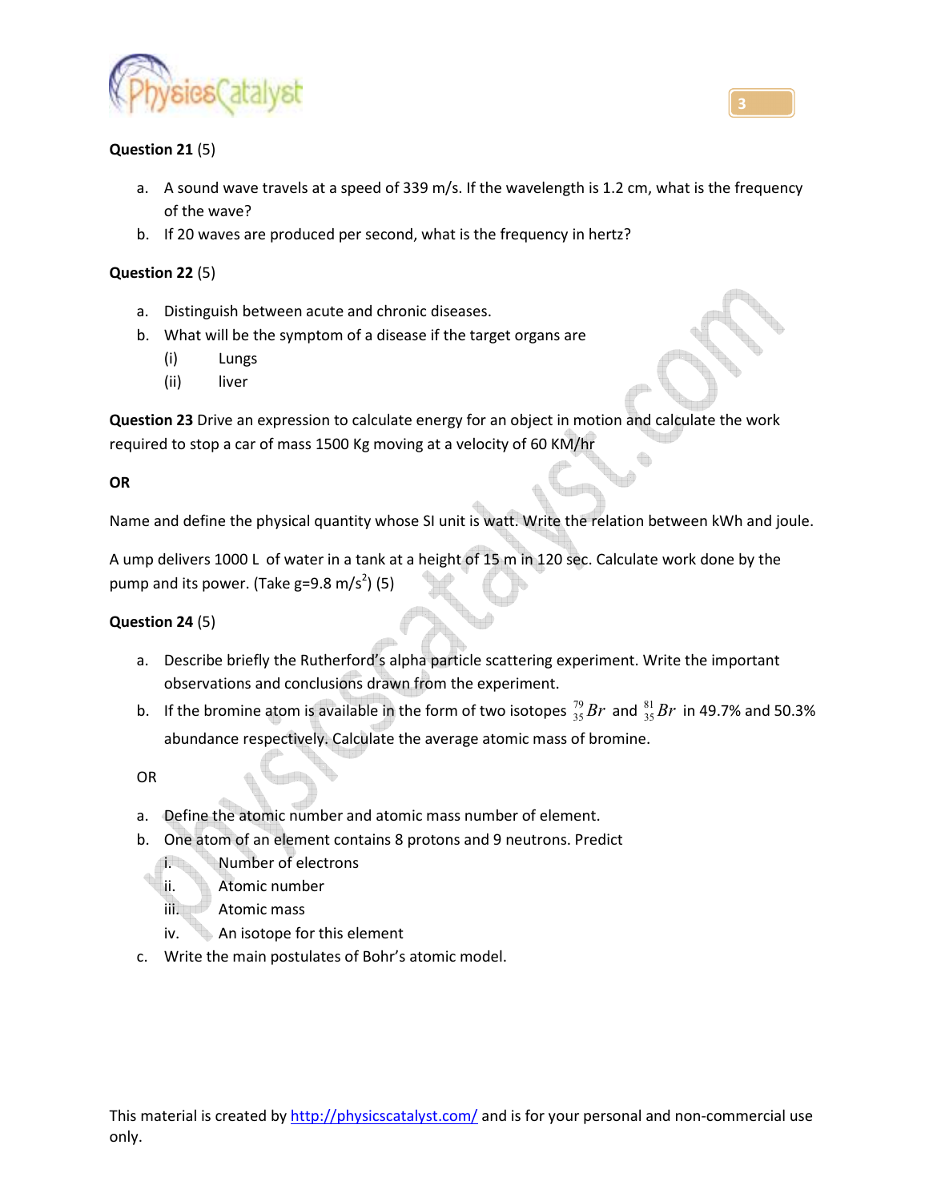**Question 21** (5)

a. A sound wave travels at a speed of 339 m/s. If the wavelength is 1.2 cm, what is the frequency of the wave?

b. If 20 waves are produced per second, what is the frequency in hertz?

**Question 22** (5)

a. Distinguish between acute and chronic diseases.

b. What will be the symptom of a disease if the target organs are

   (i) Lungs

   (ii) liver

**Question 23** Drive an expression to calculate energy for an object in motion and calculate the work required to stop a car of mass 1500 Kg moving at a velocity of 60 KM/hr

**OR**

Name and define the physical quantity whose SI unit is watt. Write the relation between kWh and joule.

A ump delivers 1000 L of water in a tank at a height of 15 m in 120 sec. Calculate work done by the pump and its power. (Take g=9.8 m/s$^2$) (5)

**Question 24** (5)

a. Describe briefly the Rutherford's alpha particle scattering experiment. Write the important observations and conclusions drawn from the experiment.

b. If the bromine atom is available in the form of two isotopes $^{79}_{35}Br$ and $^{81}_{35}Br$ in 49.7% and 50.3% abundance respectively. Calculate the average atomic mass of bromine.

OR

a. Define the atomic number and atomic mass number of element.

b. One atom of an element contains 8 protons and 9 neutrons. Predict

   i. Number of electrons

   ii. Atomic number

   iii. Atomic mass

   iv. An isotope for this element

c. Write the main postulates of Bohr's atomic model.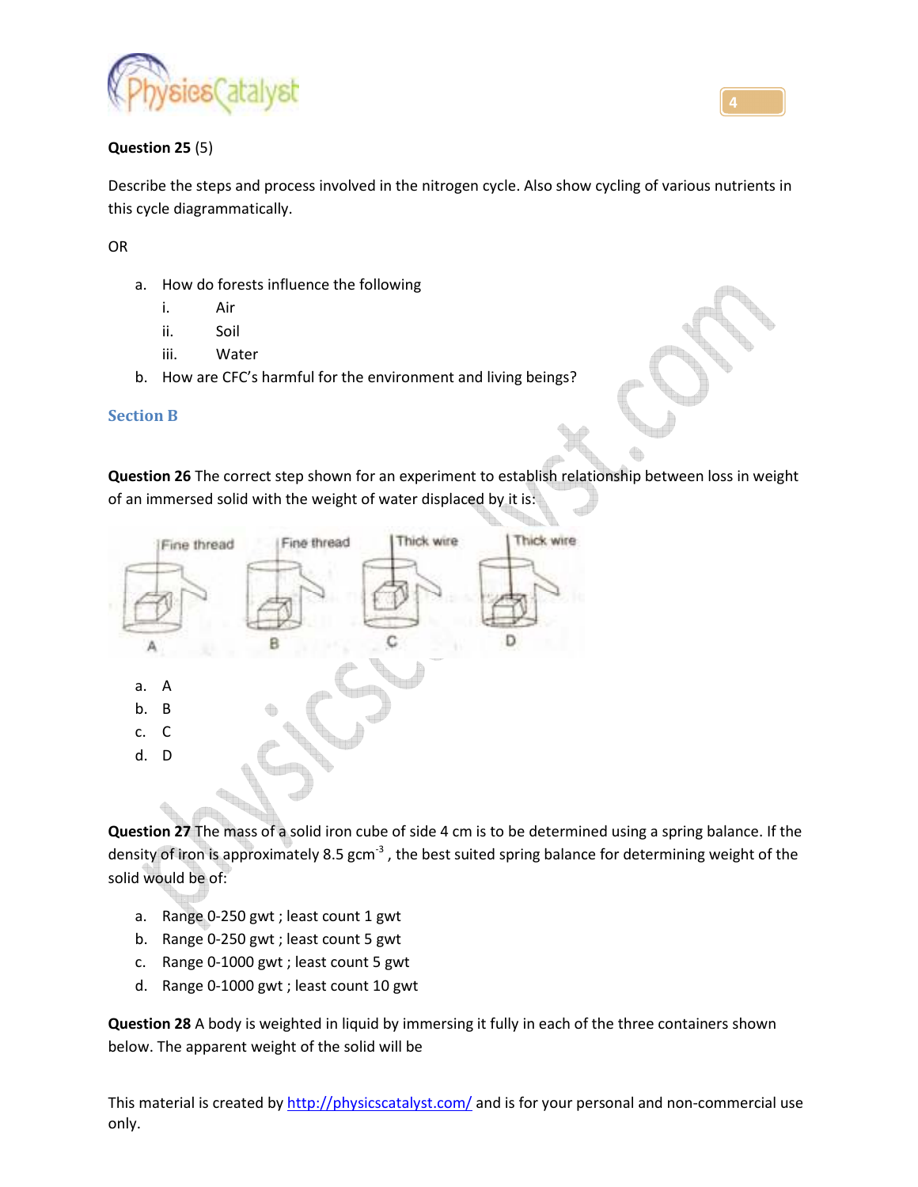**Question 25** (5)

Describe the steps and process involved in the nitrogen cycle. Also show cycling of various nutrients in this cycle diagrammatically.

OR

a. How do forests influence the following
   i. Air
   ii. Soil
   iii. Water
b. How are CFC's harmful for the environment and living beings?

## Section B

**Question 26** The correct step shown for an experiment to establish relationship between loss in weight of an immersed solid with the weight of water displaced by it is:

Fine thread | Fine thread | Thick wire | Thick wire

A | B | C | D

a. A
b. B
c. C
d. D

**Question 27** The mass of a solid iron cube of side 4 cm is to be determined using a spring balance. If the density of iron is approximately 8.5 $gcm^{-3}$, the best suited spring balance for determining weight of the solid would be of:

a. Range 0-250 gwt ; least count 1 gwt
b. Range 0-250 gwt ; least count 5 gwt
c. Range 0-1000 gwt ; least count 5 gwt
d. Range 0-1000 gwt ; least count 10 gwt

**Question 28** A body is weighted in liquid by immersing it fully in each of the three containers shown below. The apparent weight of the solid will be

This material is created by http://physicscatalyst.com/ and is for your personal and non-commercial use only.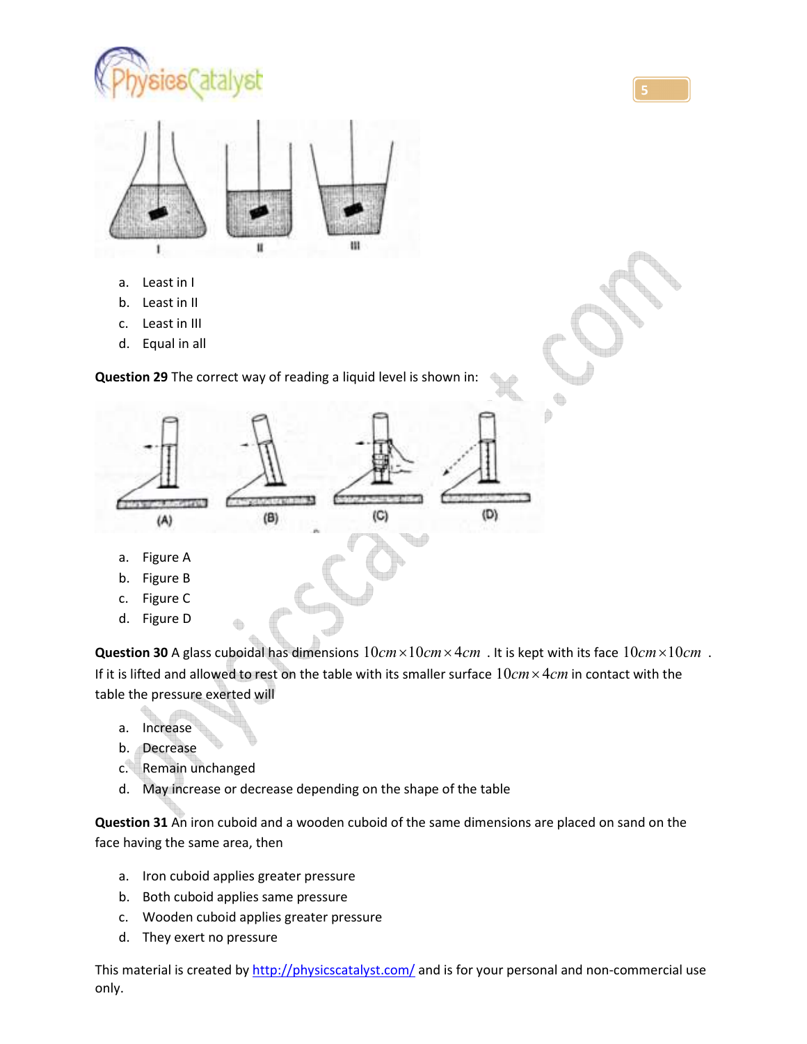I II III

a. Least in I
b. Least in II
c. Least in III
d. Equal in all

**Question 29** The correct way of reading a liquid level is shown in:

(A) (B) (C) (D)

a. Figure A
b. Figure B
c. Figure C
d. Figure D

**Question 30** A glass cuboidal has dimensions $10cm \times 10cm \times 4cm$ . It is kept with its face $10cm \times 10cm$ . If it is lifted and allowed to rest on the table with its smaller surface $10cm \times 4cm$ in contact with the table the pressure exerted will

a. Increase
b. Decrease
c. Remain unchanged
d. May increase or decrease depending on the shape of the table

**Question 31** An iron cuboid and a wooden cuboid of the same dimensions are placed on sand on the face having the same area, then

a. Iron cuboid applies greater pressure
b. Both cuboid applies same pressure
c. Wooden cuboid applies greater pressure
d. They exert no pressure

This material is created by [http://physicscatalyst.com/](http://physicscatalyst.com/) and is for your personal and non-commercial use only.